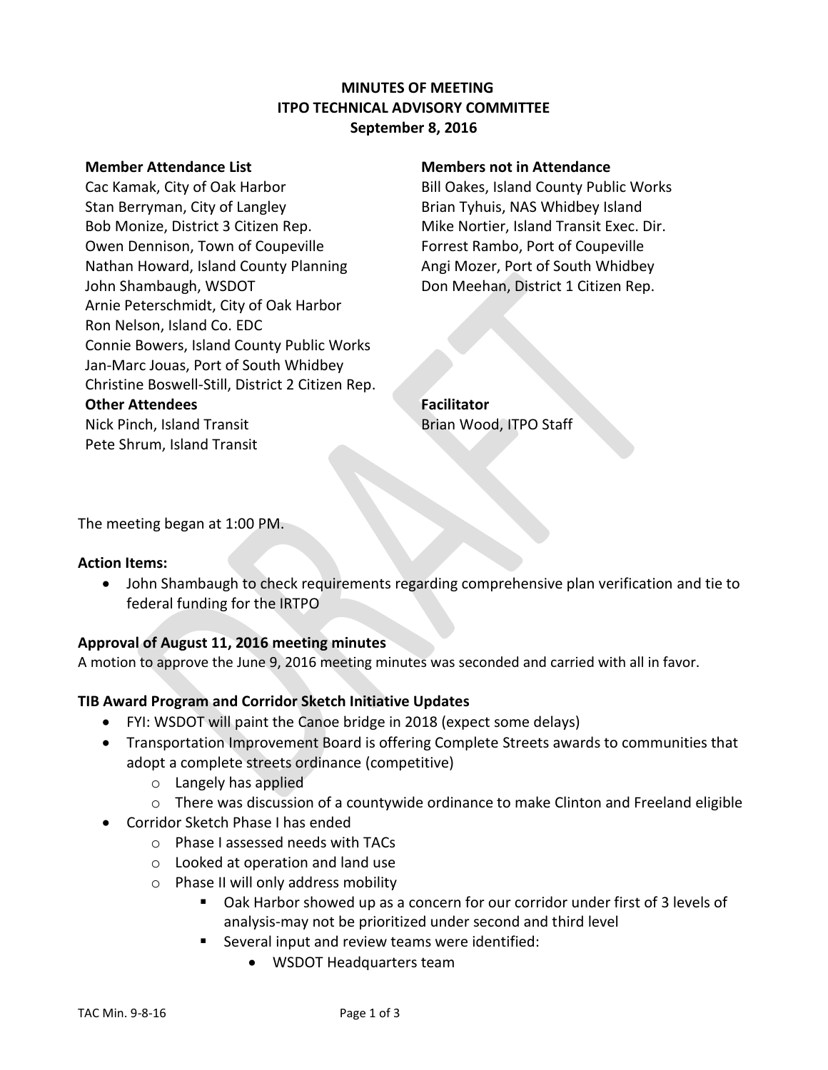**MINUTES OF MEETING**
**ITPO TECHNICAL ADVISORY COMMITTEE**
**September 8, 2016**

**Member Attendance List**
Cac Kamak, City of Oak Harbor
Stan Berryman, City of Langley
Bob Monize, District 3 Citizen Rep.
Owen Dennison, Town of Coupeville
Nathan Howard, Island County Planning
John Shambaugh, WSDOT
Arnie Peterschmidt, City of Oak Harbor
Ron Nelson, Island Co. EDC
Connie Bowers, Island County Public Works
Jan-Marc Jouas, Port of South Whidbey
Christine Boswell-Still, District 2 Citizen Rep.

**Members not in Attendance**
Bill Oakes, Island County Public Works
Brian Tyhuis, NAS Whidbey Island
Mike Nortier, Island Transit Exec. Dir.
Forrest Rambo, Port of Coupeville
Angi Mozer, Port of South Whidbey
Don Meehan, District 1 Citizen Rep.

**Other Attendees**
Nick Pinch, Island Transit
Pete Shrum, Island Transit

**Facilitator**
Brian Wood, ITPO Staff

The meeting began at 1:00 PM.

**Action Items:**

- John Shambaugh to check requirements regarding comprehensive plan verification and tie to federal funding for the IRTPO

**Approval of August 11, 2016 meeting minutes**

A motion to approve the June 9, 2016 meeting minutes was seconded and carried with all in favor.

**TIB Award Program and Corridor Sketch Initiative Updates**

- FYI: WSDOT will paint the Canoe bridge in 2018 (expect some delays)
- Transportation Improvement Board is offering Complete Streets awards to communities that adopt a complete streets ordinance (competitive)
  - Langely has applied
  - There was discussion of a countywide ordinance to make Clinton and Freeland eligible
- Corridor Sketch Phase I has ended
  - Phase I assessed needs with TACs
  - Looked at operation and land use
  - Phase II will only address mobility
    - Oak Harbor showed up as a concern for our corridor under first of 3 levels of analysis-may not be prioritized under second and third level
    - Several input and review teams were identified:
      - WSDOT Headquarters team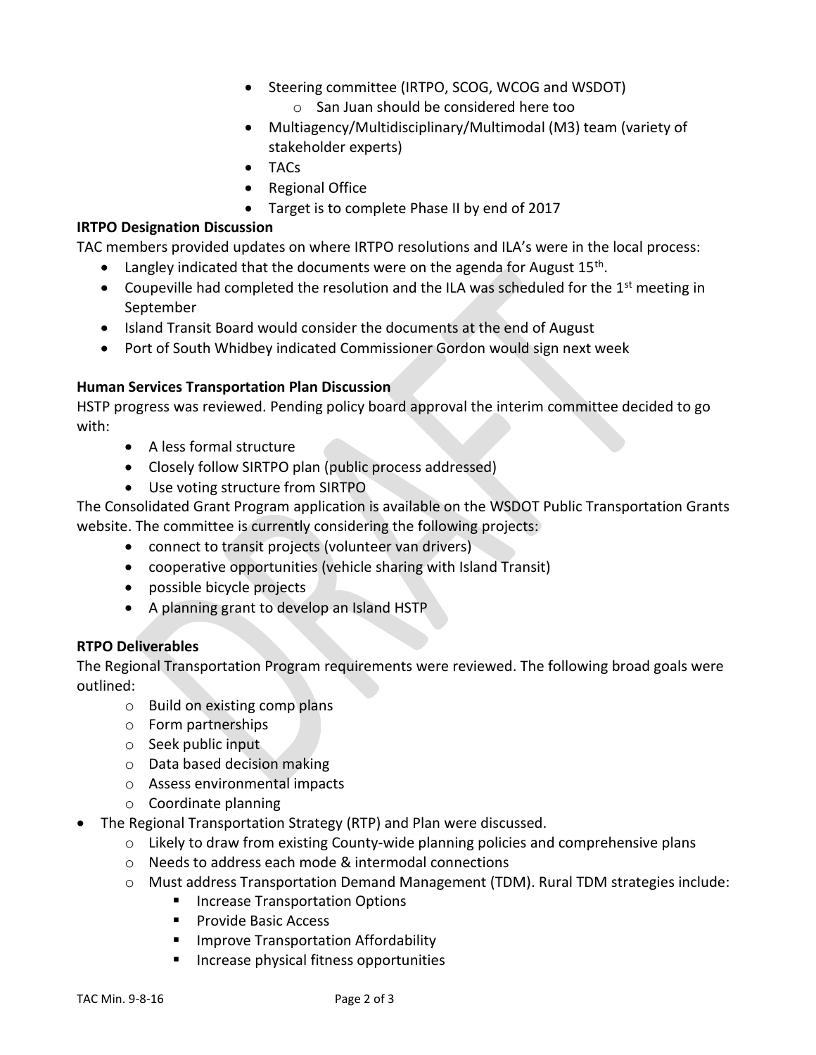- Steering committee (IRTPO, SCOG, WCOG and WSDOT)
    - San Juan should be considered here too
- Multiagency/Multidisciplinary/Multimodal (M3) team (variety of stakeholder experts)
- TACs
- Regional Office
- Target is to complete Phase II by end of 2017

**IRTPO Designation Discussion**

TAC members provided updates on where IRTPO resolutions and ILA's were in the local process:

- Langley indicated that the documents were on the agenda for August 15th.
- Coupeville had completed the resolution and the ILA was scheduled for the 1st meeting in September
- Island Transit Board would consider the documents at the end of August
- Port of South Whidbey indicated Commissioner Gordon would sign next week

**Human Services Transportation Plan Discussion**

HSTP progress was reviewed. Pending policy board approval the interim committee decided to go with:

- A less formal structure
- Closely follow SIRTPO plan (public process addressed)
- Use voting structure from SIRTPO

The Consolidated Grant Program application is available on the WSDOT Public Transportation Grants website. The committee is currently considering the following projects:

- connect to transit projects (volunteer van drivers)
- cooperative opportunities (vehicle sharing with Island Transit)
- possible bicycle projects
- A planning grant to develop an Island HSTP

**RTPO Deliverables**

The Regional Transportation Program requirements were reviewed. The following broad goals were outlined:

- Build on existing comp plans
- Form partnerships
- Seek public input
- Data based decision making
- Assess environmental impacts
- Coordinate planning

- The Regional Transportation Strategy (RTP) and Plan were discussed.
    - Likely to draw from existing County-wide planning policies and comprehensive plans
    - Needs to address each mode & intermodal connections
    - Must address Transportation Demand Management (TDM). Rural TDM strategies include:
        - Increase Transportation Options
        - Provide Basic Access
        - Improve Transportation Affordability
        - Increase physical fitness opportunities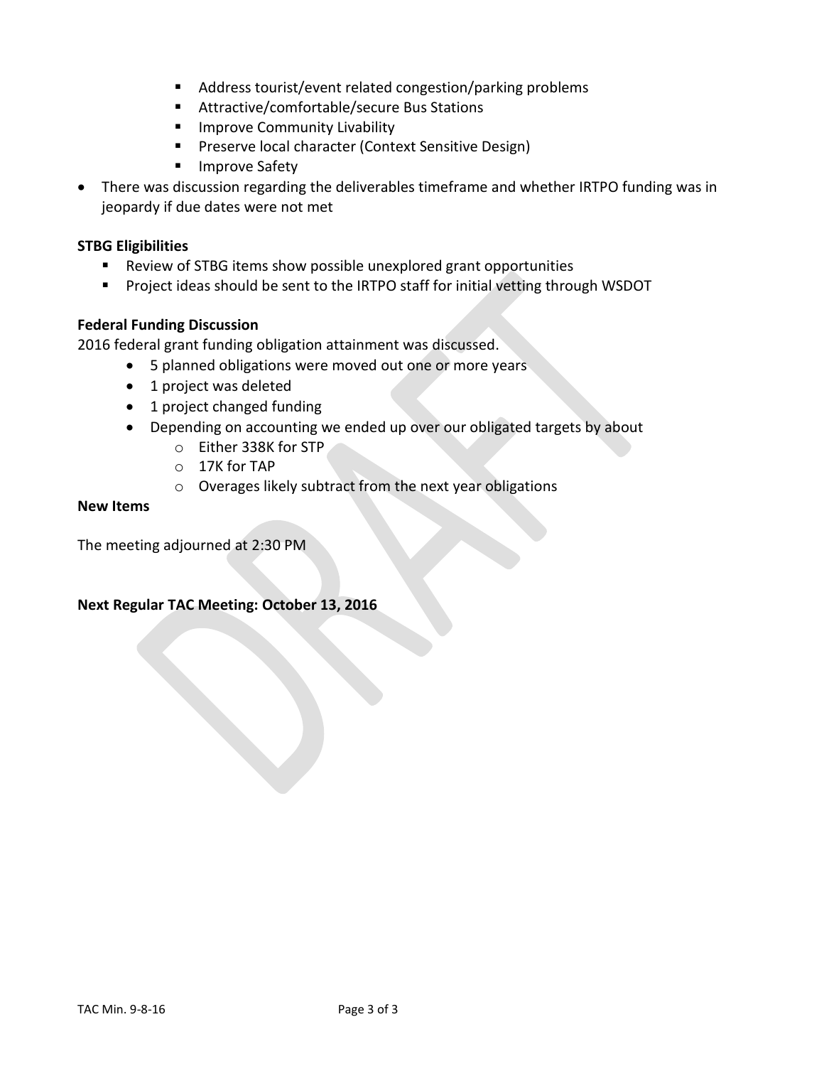- Address tourist/event related congestion/parking problems
  - Attractive/comfortable/secure Bus Stations
  - Improve Community Livability
  - Preserve local character (Context Sensitive Design)
  - Improve Safety
- There was discussion regarding the deliverables timeframe and whether IRTPO funding was in jeopardy if due dates were not met

**STBG Eligibilities**

- Review of STBG items show possible unexplored grant opportunities
- Project ideas should be sent to the IRTPO staff for initial vetting through WSDOT

**Federal Funding Discussion**

2016 federal grant funding obligation attainment was discussed.

- 5 planned obligations were moved out one or more years
- 1 project was deleted
- 1 project changed funding
- Depending on accounting we ended up over our obligated targets by about
  - Either 338K for STP
  - 17K for TAP
  - Overages likely subtract from the next year obligations

**New Items**

The meeting adjourned at 2:30 PM

**Next Regular TAC Meeting: October 13, 2016**